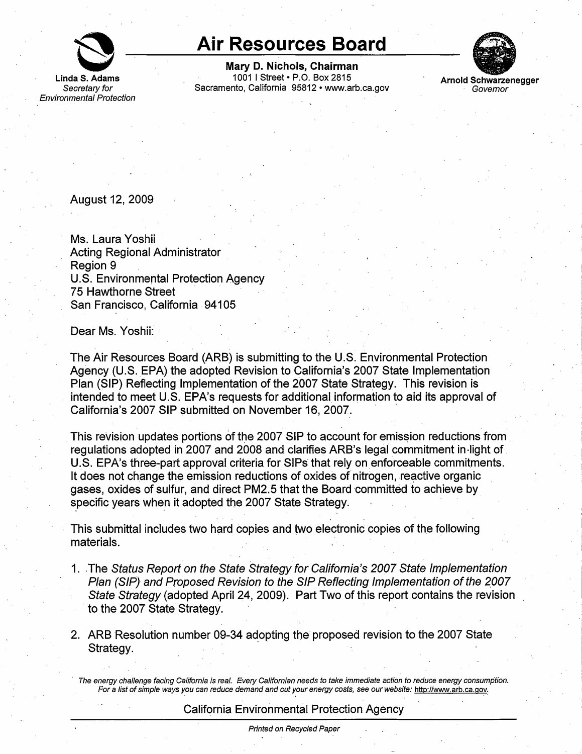# Air Resources Board

**Linda S. Adams**
*Secretary for Environmental Protection*

**Mary D. Nichols, Chairman**
1001 I Street • P.O. Box 2815
Sacramento, California 95812 • www.arb.ca.gov

**Arnold Schwarzenegger**
*Governor*

August 12, 2009

Ms. Laura Yoshii
Acting Regional Administrator
Region 9
U.S. Environmental Protection Agency
75 Hawthorne Street
San Francisco, California 94105

Dear Ms. Yoshii:

The Air Resources Board (ARB) is submitting to the U.S. Environmental Protection Agency (U.S. EPA) the adopted Revision to California's 2007 State Implementation Plan (SIP) Reflecting Implementation of the 2007 State Strategy. This revision is intended to meet U.S. EPA's requests for additional information to aid its approval of California's 2007 SIP submitted on November 16, 2007.

This revision updates portions of the 2007 SIP to account for emission reductions from regulations adopted in 2007 and 2008 and clarifies ARB's legal commitment in light of U.S. EPA's three-part approval criteria for SIPs that rely on enforceable commitments. It does not change the emission reductions of oxides of nitrogen, reactive organic gases, oxides of sulfur, and direct PM2.5 that the Board committed to achieve by specific years when it adopted the 2007 State Strategy.

This submittal includes two hard copies and two electronic copies of the following materials.

1. The *Status Report on the State Strategy for California's 2007 State Implementation Plan (SIP) and Proposed Revision to the SIP Reflecting Implementation of the 2007 State Strategy* (adopted April 24, 2009). Part Two of this report contains the revision to the 2007 State Strategy.

2. ARB Resolution number 09-34 adopting the proposed revision to the 2007 State Strategy.

*The energy challenge facing California is real. Every Californian needs to take immediate action to reduce energy consumption. For a list of simple ways you can reduce demand and cut your energy costs, see our website: http://www.arb.ca.gov.*

California Environmental Protection Agency

*Printed on Recycled Paper*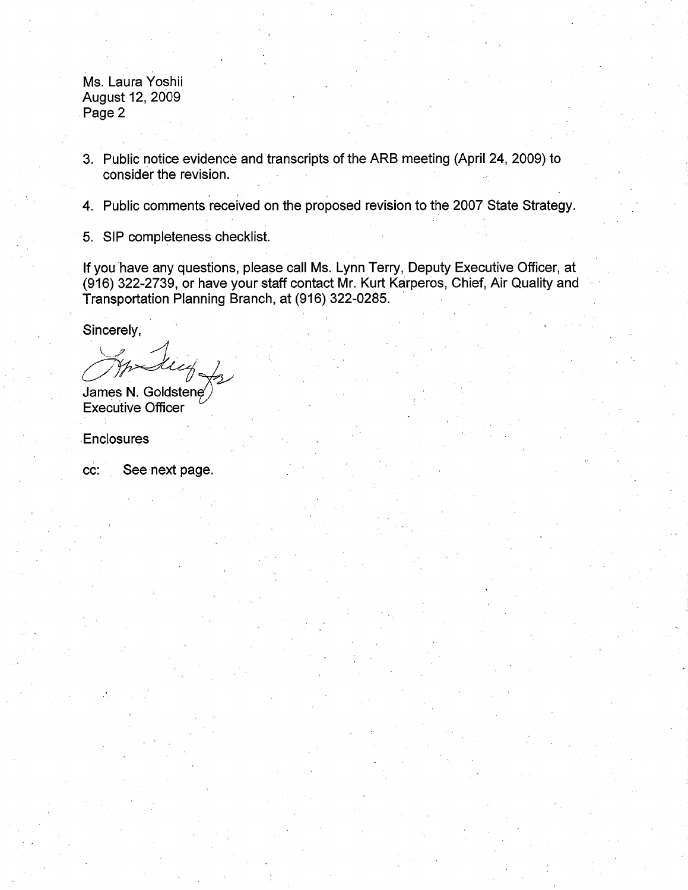Ms. Laura Yoshii
August 12, 2009
Page 2

3. Public notice evidence and transcripts of the ARB meeting (April 24, 2009) to consider the revision.

4. Public comments received on the proposed revision to the 2007 State Strategy.

5. SIP completeness checklist.

If you have any questions, please call Ms. Lynn Terry, Deputy Executive Officer, at (916) 322-2739, or have your staff contact Mr. Kurt Karperos, Chief, Air Quality and Transportation Planning Branch, at (916) 322-0285.

Sincerely,

James N. Goldstene
Executive Officer

Enclosures

cc: See next page.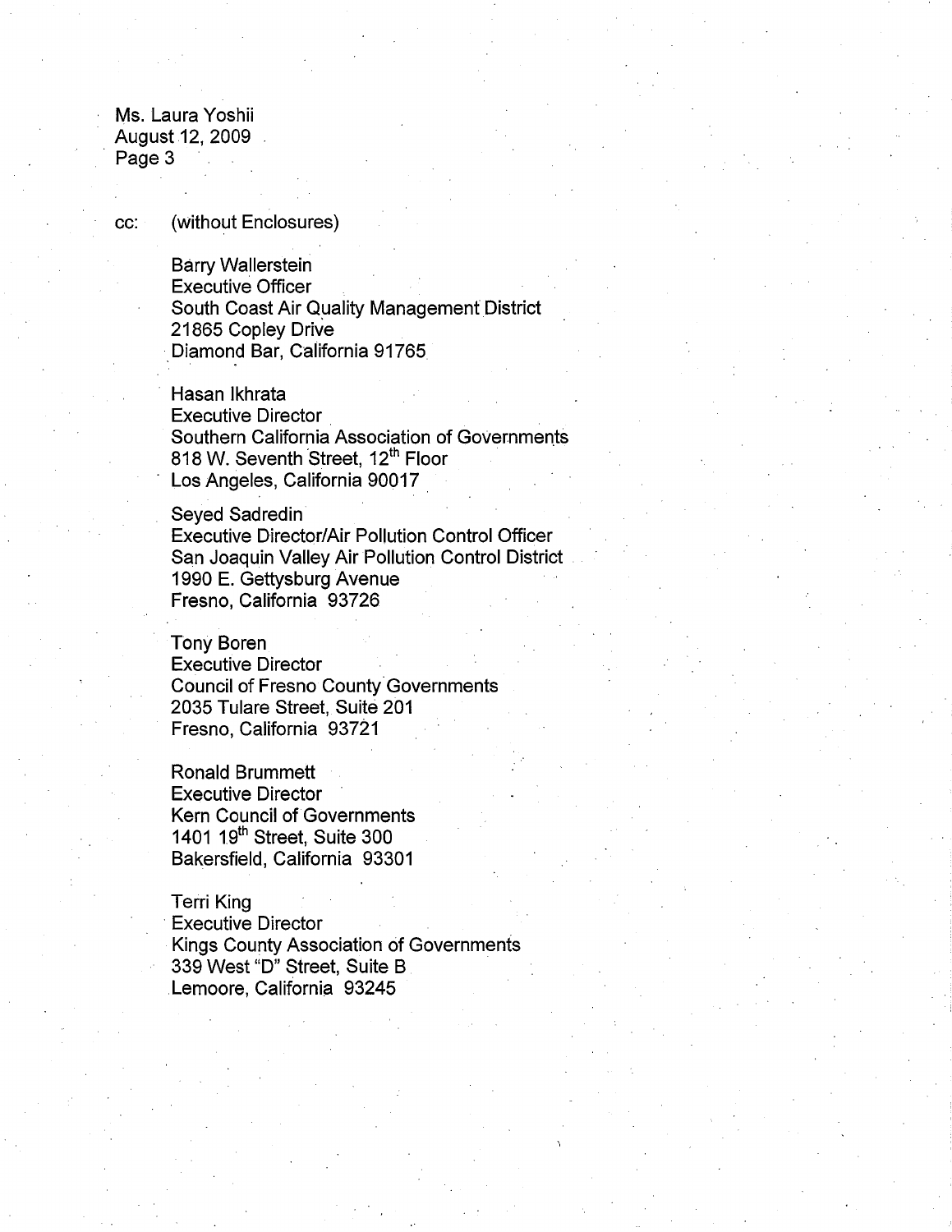cc: (without Enclosures)

Barry Wallerstein
Executive Officer
South Coast Air Quality Management District
21865 Copley Drive
Diamond Bar, California 91765

Hasan Ikhrata
Executive Director
Southern California Association of Governments
818 W. Seventh Street, 12th Floor
Los Angeles, California 90017

Seyed Sadredin
Executive Director/Air Pollution Control Officer
San Joaquin Valley Air Pollution Control District
1990 E. Gettysburg Avenue
Fresno, California 93726

Tony Boren
Executive Director
Council of Fresno County Governments
2035 Tulare Street, Suite 201
Fresno, California 93721

Ronald Brummett
Executive Director
Kern Council of Governments
1401 19th Street, Suite 300
Bakersfield, California 93301

Terri King
Executive Director
Kings County Association of Governments
339 West "D" Street, Suite B
Lemoore, California 93245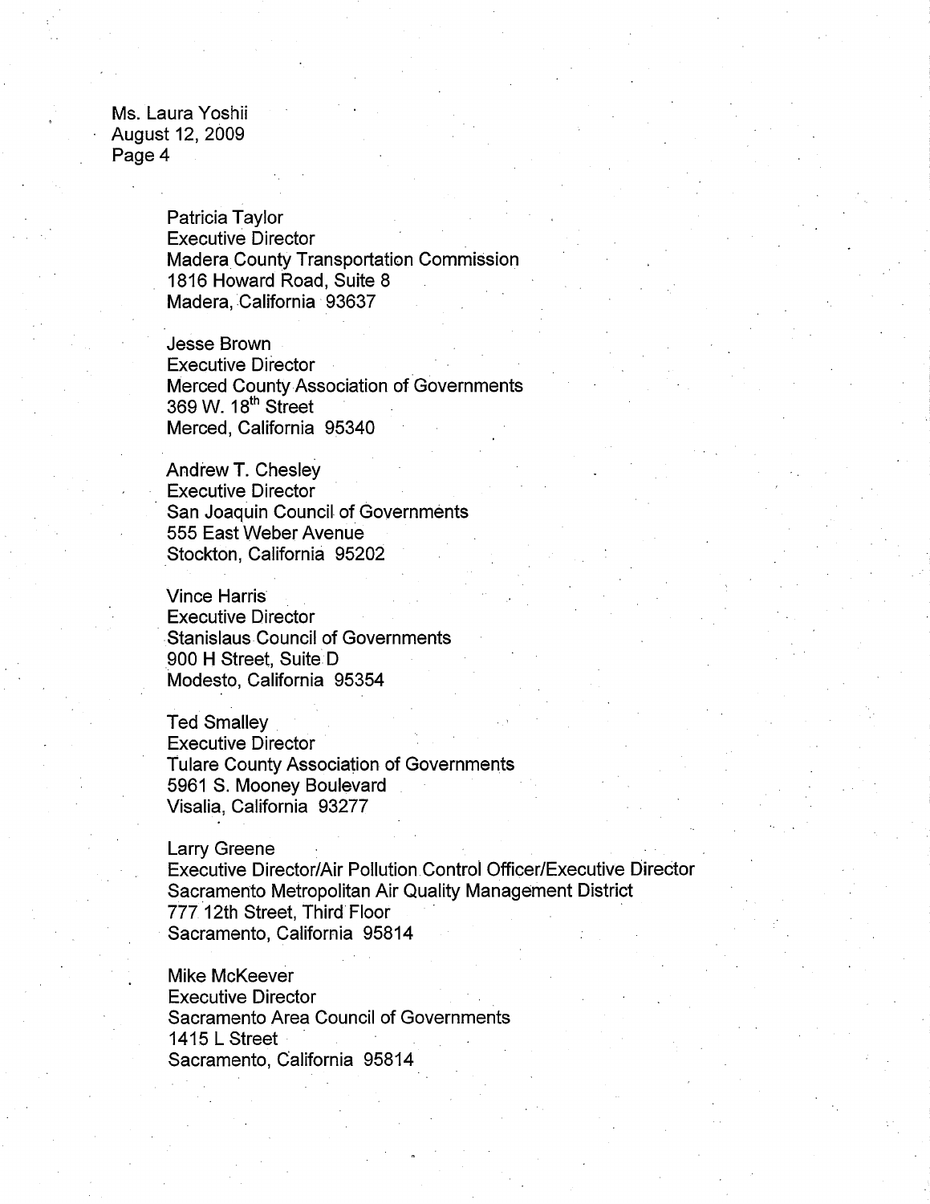Patricia Taylor
Executive Director
Madera County Transportation Commission
1816 Howard Road, Suite 8
Madera, California 93637

Jesse Brown
Executive Director
Merced County Association of Governments
369 W. 18th Street
Merced, California 95340

Andrew T. Chesley
Executive Director
San Joaquin Council of Governments
555 East Weber Avenue
Stockton, California 95202

Vince Harris
Executive Director
Stanislaus Council of Governments
900 H Street, Suite D
Modesto, California 95354

Ted Smalley
Executive Director
Tulare County Association of Governments
5961 S. Mooney Boulevard
Visalia, California 93277

Larry Greene
Executive Director/Air Pollution Control Officer/Executive Director
Sacramento Metropolitan Air Quality Management District
777 12th Street, Third Floor
Sacramento, California 95814

Mike McKeever
Executive Director
Sacramento Area Council of Governments
1415 L Street
Sacramento, California 95814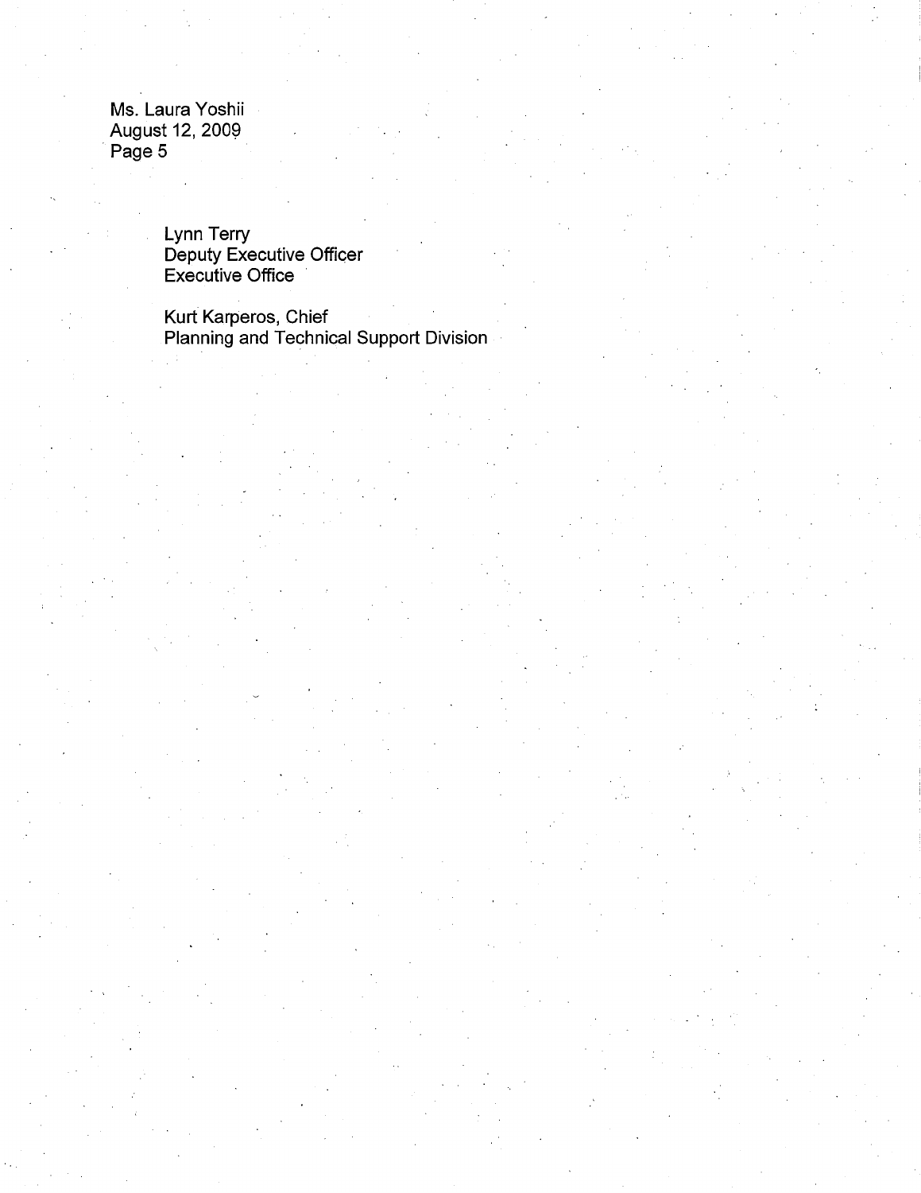Lynn Terry
Deputy Executive Officer
Executive Office

Kurt Karperos, Chief
Planning and Technical Support Division